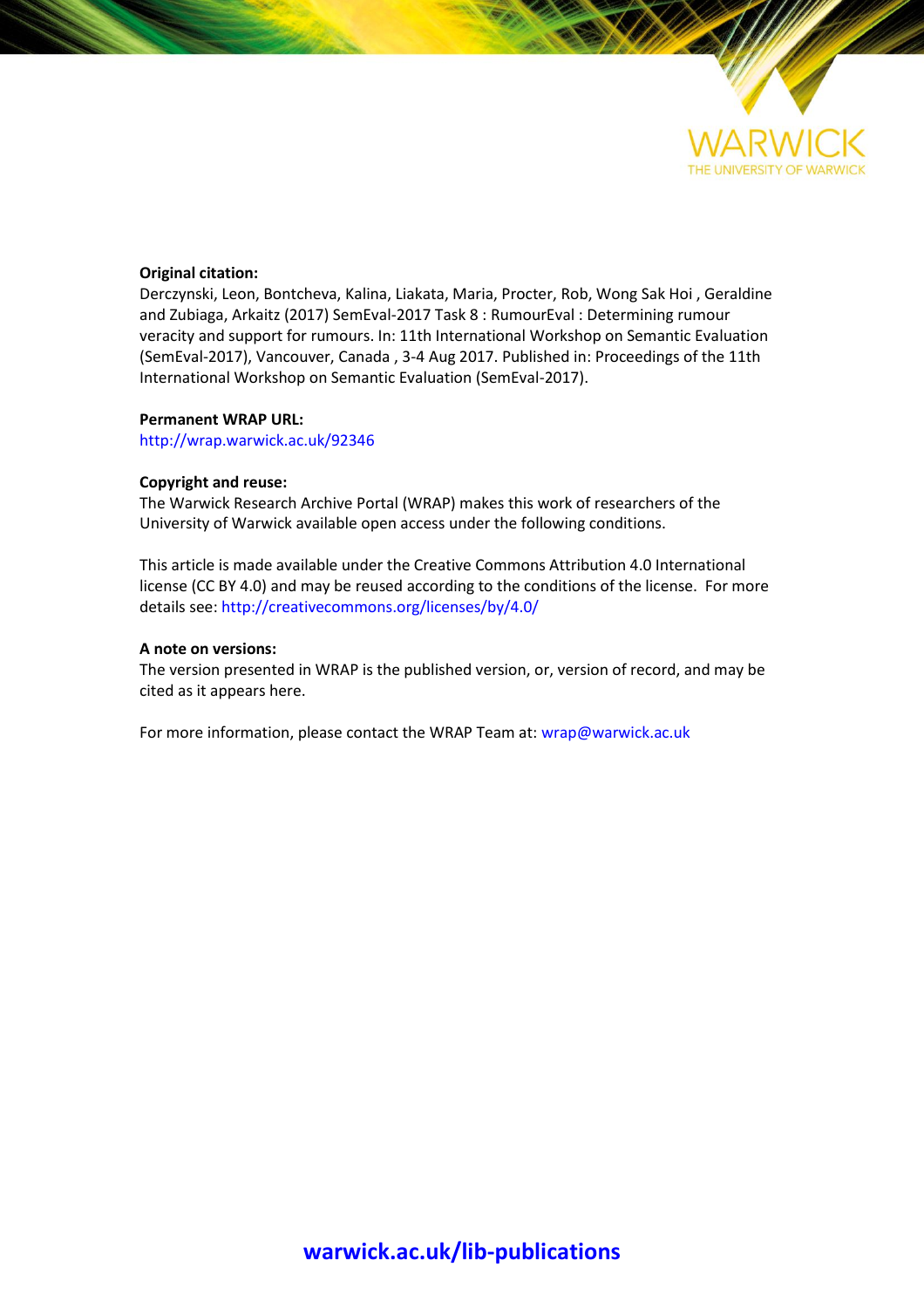**Original citation:**
Derczynski, Leon, Bontcheva, Kalina, Liakata, Maria, Procter, Rob, Wong Sak Hoi , Geraldine and Zubiaga, Arkaitz (2017) SemEval-2017 Task 8 : RumourEval : Determining rumour veracity and support for rumours. In: 11th International Workshop on Semantic Evaluation (SemEval-2017), Vancouver, Canada , 3-4 Aug 2017. Published in: Proceedings of the 11th International Workshop on Semantic Evaluation (SemEval-2017).

**Permanent WRAP URL:**
http://wrap.warwick.ac.uk/92346

**Copyright and reuse:**
The Warwick Research Archive Portal (WRAP) makes this work of researchers of the University of Warwick available open access under the following conditions.

This article is made available under the Creative Commons Attribution 4.0 International license (CC BY 4.0) and may be reused according to the conditions of the license. For more details see: http://creativecommons.org/licenses/by/4.0/

**A note on versions:**
The version presented in WRAP is the published version, or, version of record, and may be cited as it appears here.

For more information, please contact the WRAP Team at: wrap@warwick.ac.uk

**warwick.ac.uk/lib-publications**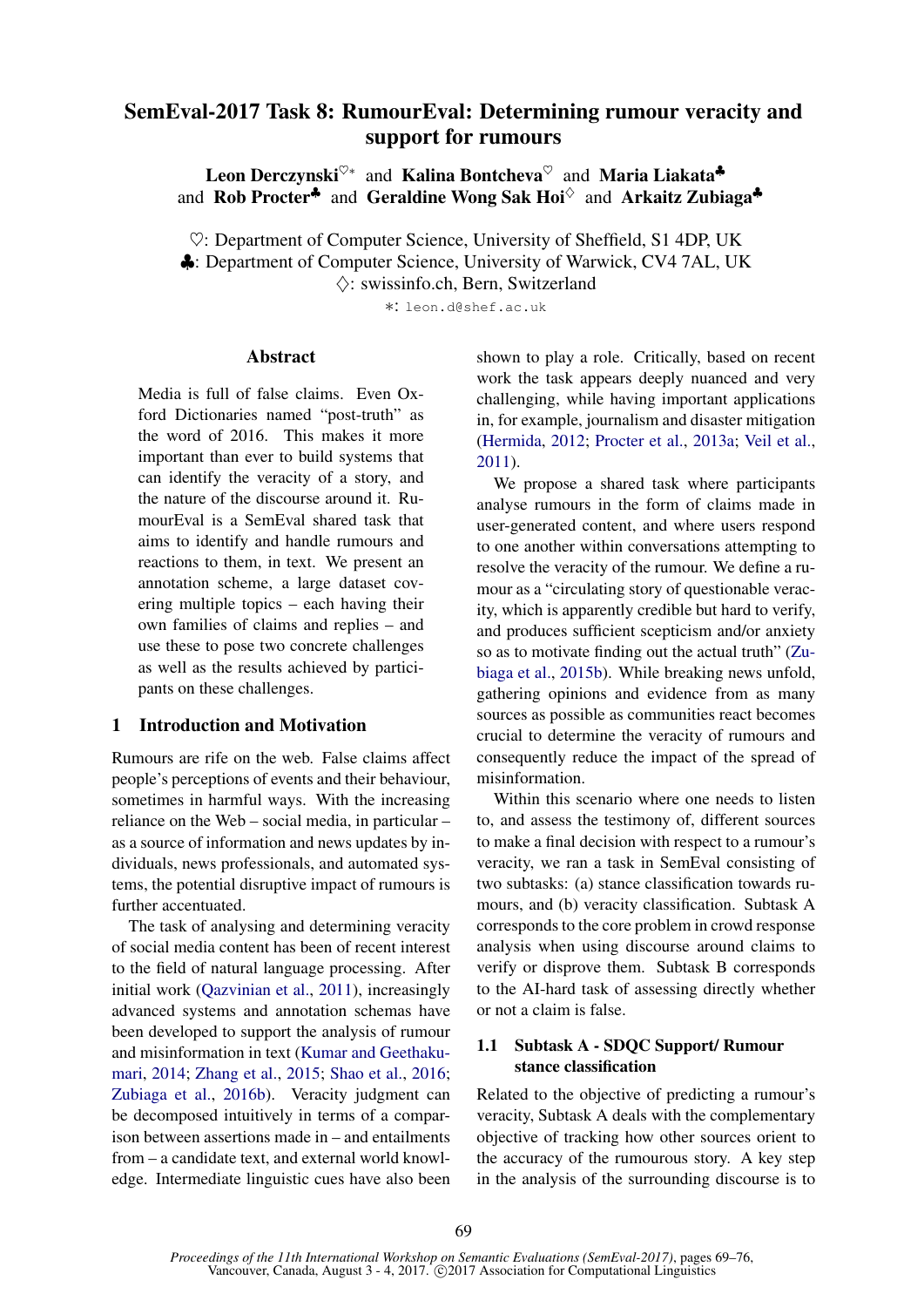# SemEval-2017 Task 8: RumourEval: Determining rumour veracity and support for rumours

**Leon Derczynski**♡∗ and **Kalina Bontcheva**♡ and **Maria Liakata**♣ and **Rob Procter**♣ and **Geraldine Wong Sak Hoi**♢ and **Arkaitz Zubiaga**♣

♡: Department of Computer Science, University of Sheffield, S1 4DP, UK
♣: Department of Computer Science, University of Warwick, CV4 7AL, UK
♢: swissinfo.ch, Bern, Switzerland
∗: leon.d@shef.ac.uk

## Abstract

Media is full of false claims. Even Oxford Dictionaries named "post-truth" as the word of 2016. This makes it more important than ever to build systems that can identify the veracity of a story, and the nature of the discourse around it. RumourEval is a SemEval shared task that aims to identify and handle rumours and reactions to them, in text. We present an annotation scheme, a large dataset covering multiple topics – each having their own families of claims and replies – and use these to pose two concrete challenges as well as the results achieved by participants on these challenges.

## 1 Introduction and Motivation

Rumours are rife on the web. False claims affect people's perceptions of events and their behaviour, sometimes in harmful ways. With the increasing reliance on the Web – social media, in particular – as a source of information and news updates by individuals, news professionals, and automated systems, the potential disruptive impact of rumours is further accentuated.

The task of analysing and determining veracity of social media content has been of recent interest to the field of natural language processing. After initial work (Qazvinian et al., 2011), increasingly advanced systems and annotation schemas have been developed to support the analysis of rumour and misinformation in text (Kumar and Geethakumari, 2014; Zhang et al., 2015; Shao et al., 2016; Zubiaga et al., 2016b). Veracity judgment can be decomposed intuitively in terms of a comparison between assertions made in – and entailments from – a candidate text, and external world knowledge. Intermediate linguistic cues have also been shown to play a role. Critically, based on recent work the task appears deeply nuanced and very challenging, while having important applications in, for example, journalism and disaster mitigation (Hermida, 2012; Procter et al., 2013a; Veil et al., 2011).

We propose a shared task where participants analyse rumours in the form of claims made in user-generated content, and where users respond to one another within conversations attempting to resolve the veracity of the rumour. We define a rumour as a "circulating story of questionable veracity, which is apparently credible but hard to verify, and produces sufficient scepticism and/or anxiety so as to motivate finding out the actual truth" (Zubiaga et al., 2015b). While breaking news unfold, gathering opinions and evidence from as many sources as possible as communities react becomes crucial to determine the veracity of rumours and consequently reduce the impact of the spread of misinformation.

Within this scenario where one needs to listen to, and assess the testimony of, different sources to make a final decision with respect to a rumour's veracity, we ran a task in SemEval consisting of two subtasks: (a) stance classification towards rumours, and (b) veracity classification. Subtask A corresponds to the core problem in crowd response analysis when using discourse around claims to verify or disprove them. Subtask B corresponds to the AI-hard task of assessing directly whether or not a claim is false.

### 1.1 Subtask A - SDQC Support/ Rumour stance classification

Related to the objective of predicting a rumour's veracity, Subtask A deals with the complementary objective of tracking how other sources orient to the accuracy of the rumourous story. A key step in the analysis of the surrounding discourse is to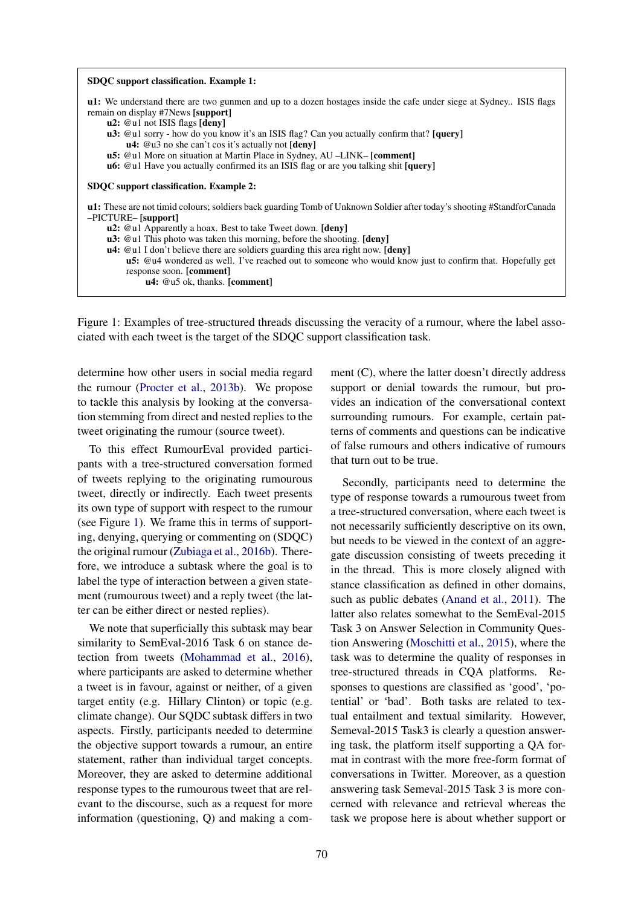**SDQC support classification. Example 1:**

**u1:** We understand there are two gunmen and up to a dozen hostages inside the cafe under siege at Sydney.. ISIS flags remain on display #7News **[support]**

- **u2:** @u1 not ISIS flags **[deny]**
- **u3:** @u1 sorry - how do you know it's an ISIS flag? Can you actually confirm that? **[query]**
  - **u4:** @u3 no she can't cos it's actually not **[deny]**
- **u5:** @u1 More on situation at Martin Place in Sydney, AU –LINK– **[comment]**
- **u6:** @u1 Have you actually confirmed its an ISIS flag or are you talking shit **[query]**

**SDQC support classification. Example 2:**

**u1:** These are not timid colours; soldiers back guarding Tomb of Unknown Soldier after today's shooting #StandforCanada –PICTURE– **[support]**

- **u2:** @u1 Apparently a hoax. Best to take Tweet down. **[deny]**
- **u3:** @u1 This photo was taken this morning, before the shooting. **[deny]**
- **u4:** @u1 I don't believe there are soldiers guarding this area right now. **[deny]**
  - **u5:** @u4 wondered as well. I've reached out to someone who would know just to confirm that. Hopefully get response soon. **[comment]**
    - **u4:** @u5 ok, thanks. **[comment]**

Figure 1: Examples of tree-structured threads discussing the veracity of a rumour, where the label associated with each tweet is the target of the SDQC support classification task.

determine how other users in social media regard the rumour (Procter et al., 2013b). We propose to tackle this analysis by looking at the conversation stemming from direct and nested replies to the tweet originating the rumour (source tweet).

To this effect RumourEval provided participants with a tree-structured conversation formed of tweets replying to the originating rumourous tweet, directly or indirectly. Each tweet presents its own type of support with respect to the rumour (see Figure 1). We frame this in terms of supporting, denying, querying or commenting on (SDQC) the original rumour (Zubiaga et al., 2016b). Therefore, we introduce a subtask where the goal is to label the type of interaction between a given statement (rumourous tweet) and a reply tweet (the latter can be either direct or nested replies).

We note that superficially this subtask may bear similarity to SemEval-2016 Task 6 on stance detection from tweets (Mohammad et al., 2016), where participants are asked to determine whether a tweet is in favour, against or neither, of a given target entity (e.g. Hillary Clinton) or topic (e.g. climate change). Our SQDC subtask differs in two aspects. Firstly, participants needed to determine the objective support towards a rumour, an entire statement, rather than individual target concepts. Moreover, they are asked to determine additional response types to the rumourous tweet that are relevant to the discourse, such as a request for more information (questioning, Q) and making a comment (C), where the latter doesn't directly address support or denial towards the rumour, but provides an indication of the conversational context surrounding rumours. For example, certain patterns of comments and questions can be indicative of false rumours and others indicative of rumours that turn out to be true.

Secondly, participants need to determine the type of response towards a rumourous tweet from a tree-structured conversation, where each tweet is not necessarily sufficiently descriptive on its own, but needs to be viewed in the context of an aggregate discussion consisting of tweets preceding it in the thread. This is more closely aligned with stance classification as defined in other domains, such as public debates (Anand et al., 2011). The latter also relates somewhat to the SemEval-2015 Task 3 on Answer Selection in Community Question Answering (Moschitti et al., 2015), where the task was to determine the quality of responses in tree-structured threads in CQA platforms. Responses to questions are classified as 'good', 'potential' or 'bad'. Both tasks are related to textual entailment and textual similarity. However, Semeval-2015 Task3 is clearly a question answering task, the platform itself supporting a QA format in contrast with the more free-form format of conversations in Twitter. Moreover, as a question answering task Semeval-2015 Task 3 is more concerned with relevance and retrieval whereas the task we propose here is about whether support or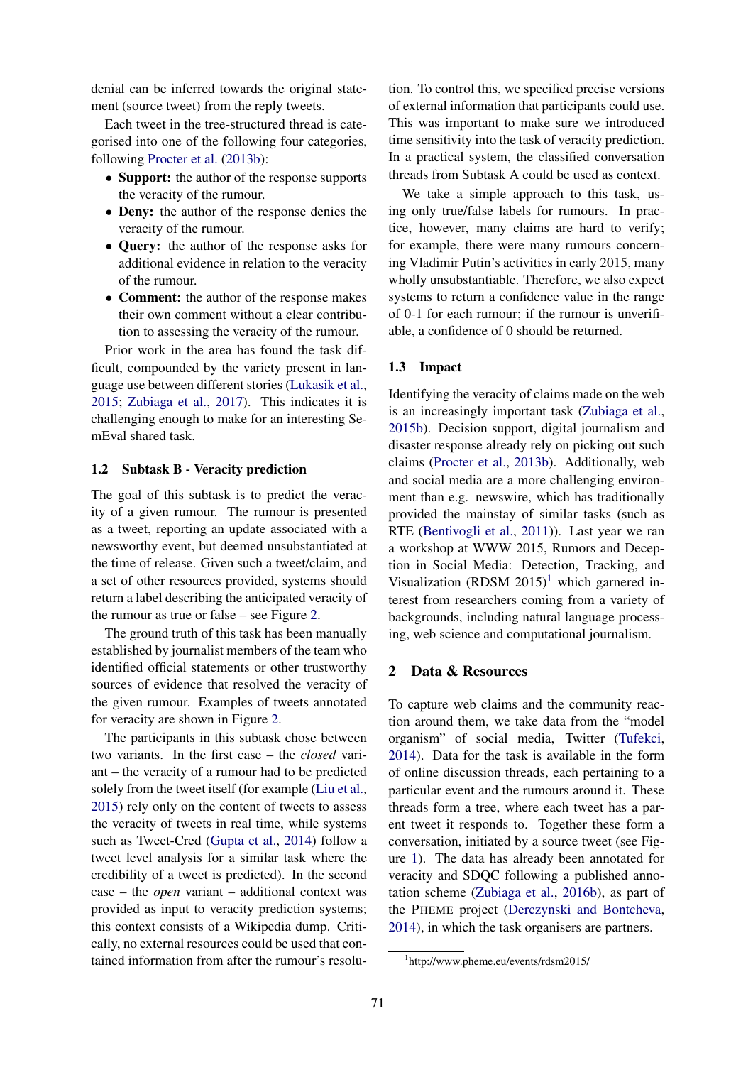denial can be inferred towards the original statement (source tweet) from the reply tweets.

Each tweet in the tree-structured thread is categorised into one of the following four categories, following Procter et al. (2013b):

- **Support:** the author of the response supports the veracity of the rumour.
- **Deny:** the author of the response denies the veracity of the rumour.
- **Query:** the author of the response asks for additional evidence in relation to the veracity of the rumour.
- **Comment:** the author of the response makes their own comment without a clear contribution to assessing the veracity of the rumour.

Prior work in the area has found the task difficult, compounded by the variety present in language use between different stories (Lukasik et al., 2015; Zubiaga et al., 2017). This indicates it is challenging enough to make for an interesting SemEval shared task.

### 1.2 Subtask B - Veracity prediction

The goal of this subtask is to predict the veracity of a given rumour. The rumour is presented as a tweet, reporting an update associated with a newsworthy event, but deemed unsubstantiated at the time of release. Given such a tweet/claim, and a set of other resources provided, systems should return a label describing the anticipated veracity of the rumour as true or false – see Figure 2.

The ground truth of this task has been manually established by journalist members of the team who identified official statements or other trustworthy sources of evidence that resolved the veracity of the given rumour. Examples of tweets annotated for veracity are shown in Figure 2.

The participants in this subtask chose between two variants. In the first case – the *closed* variant – the veracity of a rumour had to be predicted solely from the tweet itself (for example (Liu et al., 2015) rely only on the content of tweets to assess the veracity of tweets in real time, while systems such as Tweet-Cred (Gupta et al., 2014) follow a tweet level analysis for a similar task where the credibility of a tweet is predicted). In the second case – the *open* variant – additional context was provided as input to veracity prediction systems; this context consists of a Wikipedia dump. Critically, no external resources could be used that contained information from after the rumour's resolution. To control this, we specified precise versions of external information that participants could use. This was important to make sure we introduced time sensitivity into the task of veracity prediction. In a practical system, the classified conversation threads from Subtask A could be used as context.

We take a simple approach to this task, using only true/false labels for rumours. In practice, however, many claims are hard to verify; for example, there were many rumours concerning Vladimir Putin's activities in early 2015, many wholly unsubstantiable. Therefore, we also expect systems to return a confidence value in the range of 0-1 for each rumour; if the rumour is unverifiable, a confidence of 0 should be returned.

### 1.3 Impact

Identifying the veracity of claims made on the web is an increasingly important task (Zubiaga et al., 2015b). Decision support, digital journalism and disaster response already rely on picking out such claims (Procter et al., 2013b). Additionally, web and social media are a more challenging environment than e.g. newswire, which has traditionally provided the mainstay of similar tasks (such as RTE (Bentivogli et al., 2011)). Last year we ran a workshop at WWW 2015, Rumors and Deception in Social Media: Detection, Tracking, and Visualization (RDSM 2015)[1] which garnered interest from researchers coming from a variety of backgrounds, including natural language processing, web science and computational journalism.

## 2 Data & Resources

To capture web claims and the community reaction around them, we take data from the "model organism" of social media, Twitter (Tufekci, 2014). Data for the task is available in the form of online discussion threads, each pertaining to a particular event and the rumours around it. These threads form a tree, where each tweet has a parent tweet it responds to. Together these form a conversation, initiated by a source tweet (see Figure 1). The data has already been annotated for veracity and SDQC following a published annotation scheme (Zubiaga et al., 2016b), as part of the PHEME project (Derczynski and Bontcheva, 2014), in which the task organisers are partners.

[1] http://www.pheme.eu/events/rdsm2015/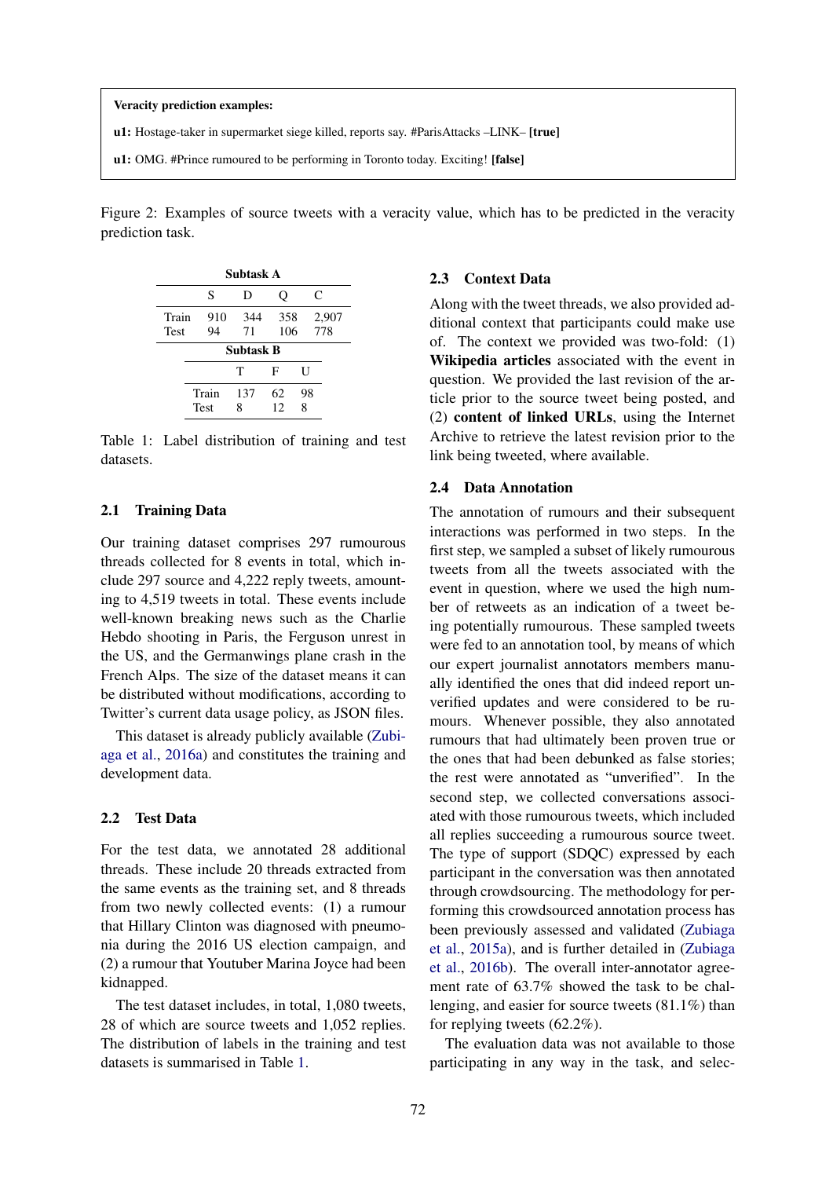**Veracity prediction examples:**

**u1:** Hostage-taker in supermarket siege killed, reports say. #ParisAttacks –LINK– **[true]**

**u1:** OMG. #Prince rumoured to be performing in Toronto today. Exciting! **[false]**

Figure 2: Examples of source tweets with a veracity value, which has to be predicted in the veracity prediction task.

| **Subtask A** | | | | |
|---|---|---|---|---|
| | S | D | Q | C |
| Train | 910 | 344 | 358 | 2,907 |
| Test | 94 | 71 | 106 | 778 |

| **Subtask B** | | | |
|---|---|---|---|
| | T | F | U |
| Train | 137 | 62 | 98 |
| Test | 8 | 12 | 8 |

Table 1: Label distribution of training and test datasets.

### 2.1 Training Data

Our training dataset comprises 297 rumourous threads collected for 8 events in total, which include 297 source and 4,222 reply tweets, amounting to 4,519 tweets in total. These events include well-known breaking news such as the Charlie Hebdo shooting in Paris, the Ferguson unrest in the US, and the Germanwings plane crash in the French Alps. The size of the dataset means it can be distributed without modifications, according to Twitter's current data usage policy, as JSON files.

This dataset is already publicly available (Zubiaga et al., 2016a) and constitutes the training and development data.

### 2.2 Test Data

For the test data, we annotated 28 additional threads. These include 20 threads extracted from the same events as the training set, and 8 threads from two newly collected events: (1) a rumour that Hillary Clinton was diagnosed with pneumonia during the 2016 US election campaign, and (2) a rumour that Youtuber Marina Joyce had been kidnapped.

The test dataset includes, in total, 1,080 tweets, 28 of which are source tweets and 1,052 replies. The distribution of labels in the training and test datasets is summarised in Table 1.

### 2.3 Context Data

Along with the tweet threads, we also provided additional context that participants could make use of. The context we provided was two-fold: (1) **Wikipedia articles** associated with the event in question. We provided the last revision of the article prior to the source tweet being posted, and (2) **content of linked URLs**, using the Internet Archive to retrieve the latest revision prior to the link being tweeted, where available.

### 2.4 Data Annotation

The annotation of rumours and their subsequent interactions was performed in two steps. In the first step, we sampled a subset of likely rumourous tweets from all the tweets associated with the event in question, where we used the high number of retweets as an indication of a tweet being potentially rumourous. These sampled tweets were fed to an annotation tool, by means of which our expert journalist annotators members manually identified the ones that did indeed report unverified updates and were considered to be rumours. Whenever possible, they also annotated rumours that had ultimately been proven true or the ones that had been debunked as false stories; the rest were annotated as "unverified". In the second step, we collected conversations associated with those rumourous tweets, which included all replies succeeding a rumourous source tweet. The type of support (SDQC) expressed by each participant in the conversation was then annotated through crowdsourcing. The methodology for performing this crowdsourced annotation process has been previously assessed and validated (Zubiaga et al., 2015a), and is further detailed in (Zubiaga et al., 2016b). The overall inter-annotator agreement rate of 63.7% showed the task to be challenging, and easier for source tweets (81.1%) than for replying tweets (62.2%).

The evaluation data was not available to those participating in any way in the task, and selec-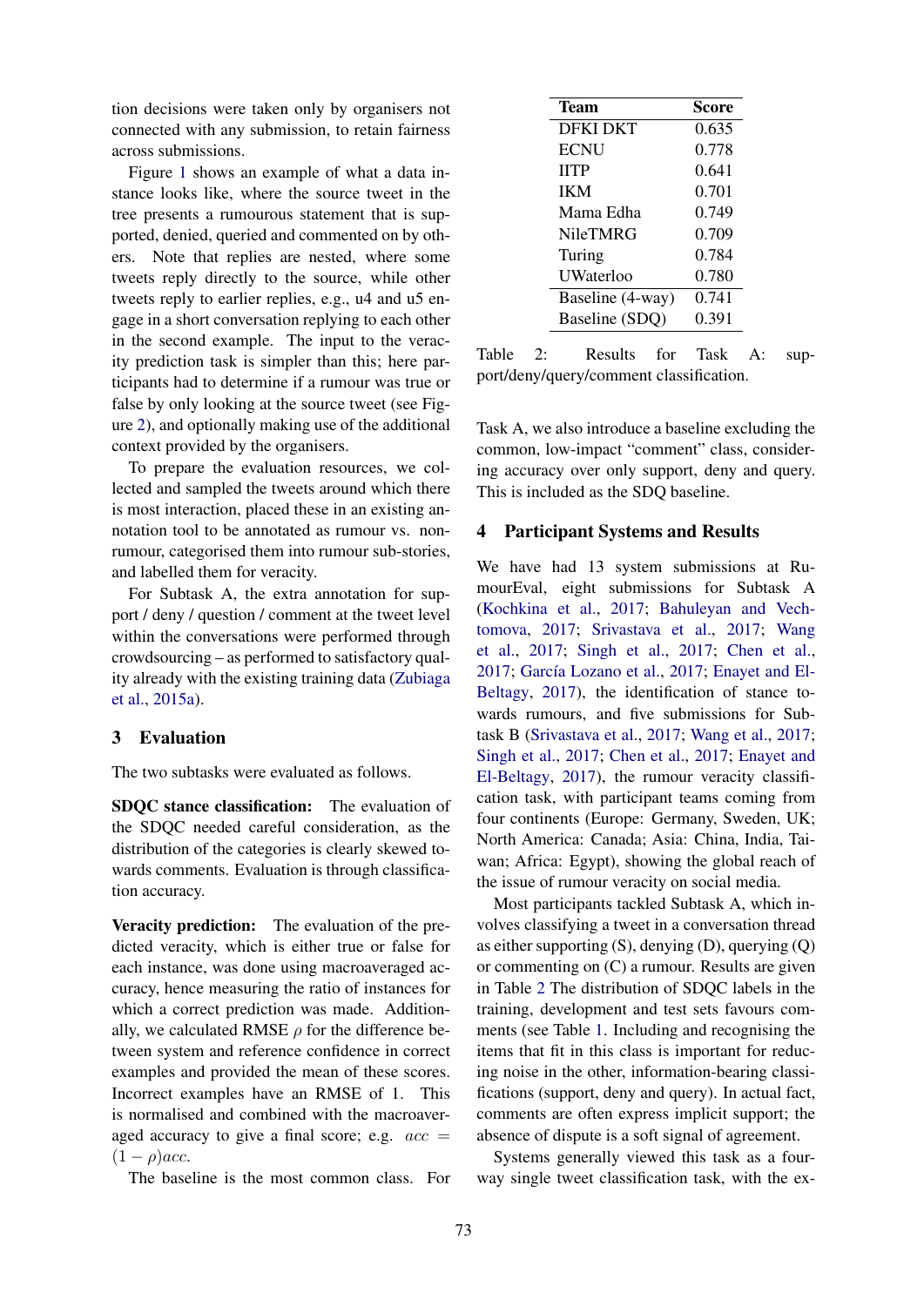tion decisions were taken only by organisers not connected with any submission, to retain fairness across submissions.

Figure 1 shows an example of what a data instance looks like, where the source tweet in the tree presents a rumourous statement that is supported, denied, queried and commented on by others. Note that replies are nested, where some tweets reply directly to the source, while other tweets reply to earlier replies, e.g., u4 and u5 engage in a short conversation replying to each other in the second example. The input to the veracity prediction task is simpler than this; here participants had to determine if a rumour was true or false by only looking at the source tweet (see Figure 2), and optionally making use of the additional context provided by the organisers.

To prepare the evaluation resources, we collected and sampled the tweets around which there is most interaction, placed these in an existing annotation tool to be annotated as rumour vs. non-rumour, categorised them into rumour sub-stories, and labelled them for veracity.

For Subtask A, the extra annotation for support / deny / question / comment at the tweet level within the conversations were performed through crowdsourcing – as performed to satisfactory quality already with the existing training data (Zubiaga et al., 2015a).

## 3 Evaluation

The two subtasks were evaluated as follows.

**SDQC stance classification:** The evaluation of the SDQC needed careful consideration, as the distribution of the categories is clearly skewed towards comments. Evaluation is through classification accuracy.

**Veracity prediction:** The evaluation of the predicted veracity, which is either true or false for each instance, was done using macroaveraged accuracy, hence measuring the ratio of instances for which a correct prediction was made. Additionally, we calculated RMSE $\rho$ for the difference between system and reference confidence in correct examples and provided the mean of these scores. Incorrect examples have an RMSE of 1. This is normalised and combined with the macroaveraged accuracy to give a final score; e.g. $acc = (1 - \rho)acc$.

The baseline is the most common class. For Task A, we also introduce a baseline excluding the common, low-impact "comment" class, considering accuracy over only support, deny and query. This is included as the SDQ baseline.

| Team | Score |
|---|---|
| DFKI DKT | 0.635 |
| ECNU | 0.778 |
| IITP | 0.641 |
| IKM | 0.701 |
| Mama Edha | 0.749 |
| NileTMRG | 0.709 |
| Turing | 0.784 |
| UWaterloo | 0.780 |
| Baseline (4-way) | 0.741 |
| Baseline (SDQ) | 0.391 |

Table 2: Results for Task A: support/deny/query/comment classification.

## 4 Participant Systems and Results

We have had 13 system submissions at RumourEval, eight submissions for Subtask A (Kochkina et al., 2017; Bahuleyan and Vechtomova, 2017; Srivastava et al., 2017; Wang et al., 2017; Singh et al., 2017; Chen et al., 2017; García Lozano et al., 2017; Enayet and El-Beltagy, 2017), the identification of stance towards rumours, and five submissions for Subtask B (Srivastava et al., 2017; Wang et al., 2017; Singh et al., 2017; Chen et al., 2017; Enayet and El-Beltagy, 2017), the rumour veracity classification task, with participant teams coming from four continents (Europe: Germany, Sweden, UK; North America: Canada; Asia: China, India, Taiwan; Africa: Egypt), showing the global reach of the issue of rumour veracity on social media.

Most participants tackled Subtask A, which involves classifying a tweet in a conversation thread as either supporting (S), denying (D), querying (Q) or commenting on (C) a rumour. Results are given in Table 2 The distribution of SDQC labels in the training, development and test sets favours comments (see Table 1. Including and recognising the items that fit in this class is important for reducing noise in the other, information-bearing classifications (support, deny and query). In actual fact, comments are often express implicit support; the absence of dispute is a soft signal of agreement.

Systems generally viewed this task as a four-way single tweet classification task, with the ex-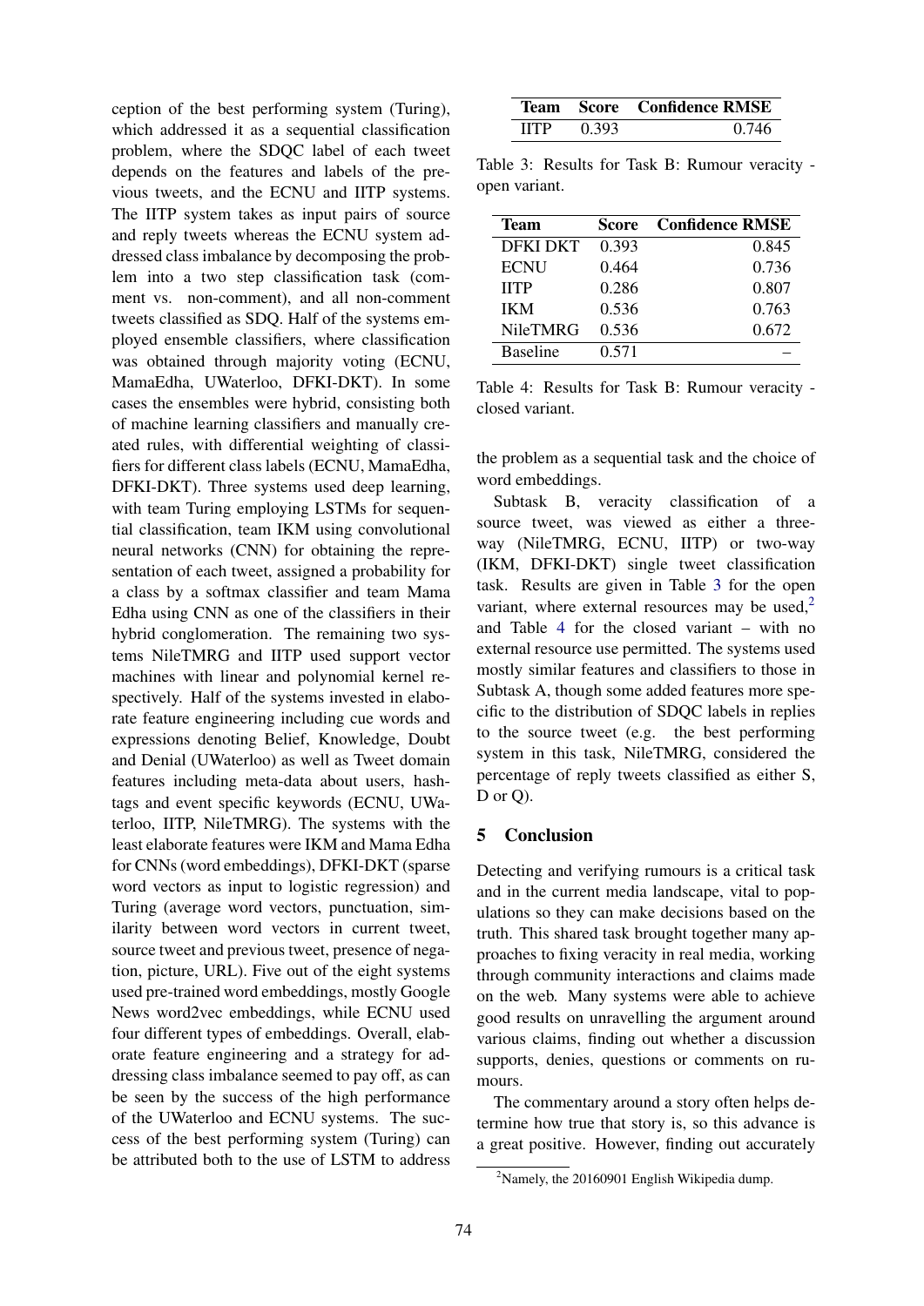ception of the best performing system (Turing), which addressed it as a sequential classification problem, where the SDQC label of each tweet depends on the features and labels of the previous tweets, and the ECNU and IITP systems. The IITP system takes as input pairs of source and reply tweets whereas the ECNU system addressed class imbalance by decomposing the problem into a two step classification task (comment vs. non-comment), and all non-comment tweets classified as SDQ. Half of the systems employed ensemble classifiers, where classification was obtained through majority voting (ECNU, MamaEdha, UWaterloo, DFKI-DKT). In some cases the ensembles were hybrid, consisting both of machine learning classifiers and manually created rules, with differential weighting of classifiers for different class labels (ECNU, MamaEdha, DFKI-DKT). Three systems used deep learning, with team Turing employing LSTMs for sequential classification, team IKM using convolutional neural networks (CNN) for obtaining the representation of each tweet, assigned a probability for a class by a softmax classifier and team Mama Edha using CNN as one of the classifiers in their hybrid conglomeration. The remaining two systems NileTMRG and IITP used support vector machines with linear and polynomial kernel respectively. Half of the systems invested in elaborate feature engineering including cue words and expressions denoting Belief, Knowledge, Doubt and Denial (UWaterloo) as well as Tweet domain features including meta-data about users, hashtags and event specific keywords (ECNU, UWaterloo, IITP, NileTMRG). The systems with the least elaborate features were IKM and Mama Edha for CNNs (word embeddings), DFKI-DKT (sparse word vectors as input to logistic regression) and Turing (average word vectors, punctuation, similarity between word vectors in current tweet, source tweet and previous tweet, presence of negation, picture, URL). Five out of the eight systems used pre-trained word embeddings, mostly Google News word2vec embeddings, while ECNU used four different types of embeddings. Overall, elaborate feature engineering and a strategy for addressing class imbalance seemed to pay off, as can be seen by the success of the high performance of the UWaterloo and ECNU systems. The success of the best performing system (Turing) can be attributed both to the use of LSTM to address the problem as a sequential task and the choice of word embeddings.

| Team | Score | Confidence RMSE |
|---|---|---|
| IITP | 0.393 | 0.746 |

Table 3: Results for Task B: Rumour veracity - open variant.

| Team | Score | Confidence RMSE |
|---|---|---|
| DFKI DKT | 0.393 | 0.845 |
| ECNU | 0.464 | 0.736 |
| IITP | 0.286 | 0.807 |
| IKM | 0.536 | 0.763 |
| NileTMRG | 0.536 | 0.672 |
| Baseline | 0.571 | – |

Table 4: Results for Task B: Rumour veracity - closed variant.

Subtask B, veracity classification of a source tweet, was viewed as either a three-way (NileTMRG, ECNU, IITP) or two-way (IKM, DFKI-DKT) single tweet classification task. Results are given in Table 3 for the open variant, where external resources may be used,[2] and Table 4 for the closed variant – with no external resource use permitted. The systems used mostly similar features and classifiers to those in Subtask A, though some added features more specific to the distribution of SDQC labels in replies to the source tweet (e.g. the best performing system in this task, NileTMRG, considered the percentage of reply tweets classified as either S, D or Q).

## 5 Conclusion

Detecting and verifying rumours is a critical task and in the current media landscape, vital to populations so they can make decisions based on the truth. This shared task brought together many approaches to fixing veracity in real media, working through community interactions and claims made on the web. Many systems were able to achieve good results on unravelling the argument around various claims, finding out whether a discussion supports, denies, questions or comments on rumours.

The commentary around a story often helps determine how true that story is, so this advance is a great positive. However, finding out accurately

[2] Namely, the 20160901 English Wikipedia dump.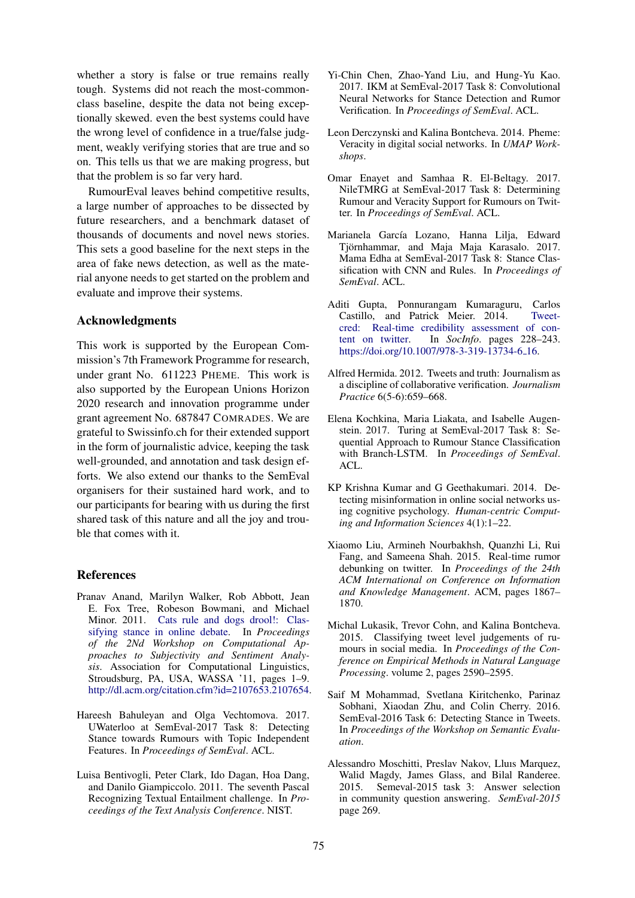whether a story is false or true remains really tough. Systems did not reach the most-common-class baseline, despite the data not being exceptionally skewed. even the best systems could have the wrong level of confidence in a true/false judgment, weakly verifying stories that are true and so on. This tells us that we are making progress, but that the problem is so far very hard.

RumourEval leaves behind competitive results, a large number of approaches to be dissected by future researchers, and a benchmark dataset of thousands of documents and novel news stories. This sets a good baseline for the next steps in the area of fake news detection, as well as the material anyone needs to get started on the problem and evaluate and improve their systems.

## Acknowledgments

This work is supported by the European Commission's 7th Framework Programme for research, under grant No. 611223 PHEME. This work is also supported by the European Unions Horizon 2020 research and innovation programme under grant agreement No. 687847 COMRADES. We are grateful to Swissinfo.ch for their extended support in the form of journalistic advice, keeping the task well-grounded, and annotation and task design efforts. We also extend our thanks to the SemEval organisers for their sustained hard work, and to our participants for bearing with us during the first shared task of this nature and all the joy and trouble that comes with it.

## References

Pranav Anand, Marilyn Walker, Rob Abbott, Jean E. Fox Tree, Robeson Bowmani, and Michael Minor. 2011. Cats rule and dogs drool!: Classifying stance in online debate. In *Proceedings of the 2Nd Workshop on Computational Approaches to Subjectivity and Sentiment Analysis*. Association for Computational Linguistics, Stroudsburg, PA, USA, WASSA '11, pages 1–9. http://dl.acm.org/citation.cfm?id=2107653.2107654.

Hareesh Bahuleyan and Olga Vechtomova. 2017. UWaterloo at SemEval-2017 Task 8: Detecting Stance towards Rumours with Topic Independent Features. In *Proceedings of SemEval*. ACL.

Luisa Bentivogli, Peter Clark, Ido Dagan, Hoa Dang, and Danilo Giampiccolo. 2011. The seventh Pascal Recognizing Textual Entailment challenge. In *Proceedings of the Text Analysis Conference*. NIST.

Yi-Chin Chen, Zhao-Yand Liu, and Hung-Yu Kao. 2017. IKM at SemEval-2017 Task 8: Convolutional Neural Networks for Stance Detection and Rumor Verification. In *Proceedings of SemEval*. ACL.

Leon Derczynski and Kalina Bontcheva. 2014. Pheme: Veracity in digital social networks. In *UMAP Workshops*.

Omar Enayet and Samhaa R. El-Beltagy. 2017. NileTMRG at SemEval-2017 Task 8: Determining Rumour and Veracity Support for Rumours on Twitter. In *Proceedings of SemEval*. ACL.

Marianela García Lozano, Hanna Lilja, Edward Tjörnhammar, and Maja Maja Karasalo. 2017. Mama Edha at SemEval-2017 Task 8: Stance Classification with CNN and Rules. In *Proceedings of SemEval*. ACL.

Aditi Gupta, Ponnurangam Kumaraguru, Carlos Castillo, and Patrick Meier. 2014. Tweetcred: Real-time credibility assessment of content on twitter. In *SocInfo*. pages 228–243. https://doi.org/10.1007/978-3-319-13734-6_16.

Alfred Hermida. 2012. Tweets and truth: Journalism as a discipline of collaborative verification. *Journalism Practice* 6(5-6):659–668.

Elena Kochkina, Maria Liakata, and Isabelle Augenstein. 2017. Turing at SemEval-2017 Task 8: Sequential Approach to Rumour Stance Classification with Branch-LSTM. In *Proceedings of SemEval*. ACL.

KP Krishna Kumar and G Geethakumari. 2014. Detecting misinformation in online social networks using cognitive psychology. *Human-centric Computing and Information Sciences* 4(1):1–22.

Xiaomo Liu, Armineh Nourbakhsh, Quanzhi Li, Rui Fang, and Sameena Shah. 2015. Real-time rumor debunking on twitter. In *Proceedings of the 24th ACM International on Conference on Information and Knowledge Management*. ACM, pages 1867–1870.

Michal Lukasik, Trevor Cohn, and Kalina Bontcheva. 2015. Classifying tweet level judgements of rumours in social media. In *Proceedings of the Conference on Empirical Methods in Natural Language Processing*. volume 2, pages 2590–2595.

Saif M Mohammad, Svetlana Kiritchenko, Parinaz Sobhani, Xiaodan Zhu, and Colin Cherry. 2016. SemEval-2016 Task 6: Detecting Stance in Tweets. In *Proceedings of the Workshop on Semantic Evaluation*.

Alessandro Moschitti, Preslav Nakov, Lluıs Marquez, Walid Magdy, James Glass, and Bilal Randeree. 2015. Semeval-2015 task 3: Answer selection in community question answering. *SemEval-2015* page 269.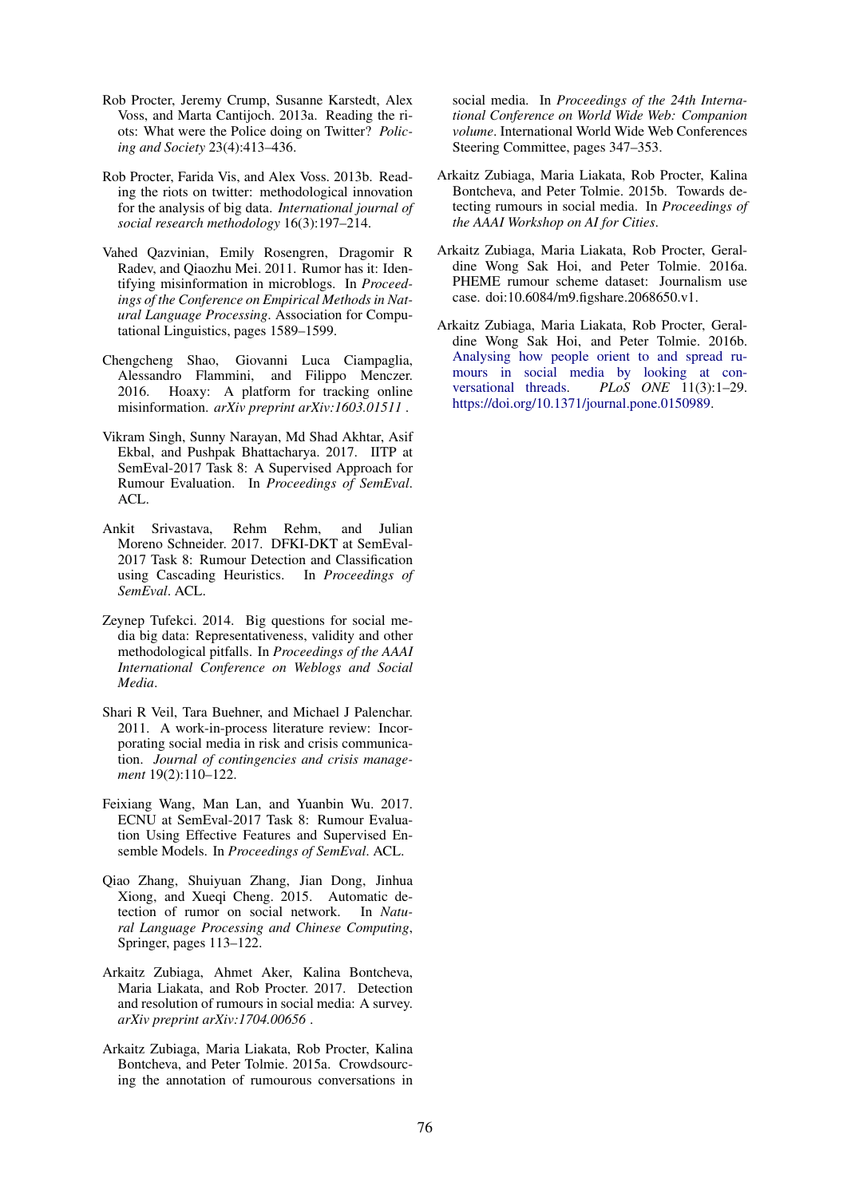Rob Procter, Jeremy Crump, Susanne Karstedt, Alex Voss, and Marta Cantijoch. 2013a. Reading the riots: What were the Police doing on Twitter? *Policing and Society* 23(4):413–436.

Rob Procter, Farida Vis, and Alex Voss. 2013b. Reading the riots on twitter: methodological innovation for the analysis of big data. *International journal of social research methodology* 16(3):197–214.

Vahed Qazvinian, Emily Rosengren, Dragomir R Radev, and Qiaozhu Mei. 2011. Rumor has it: Identifying misinformation in microblogs. In *Proceedings of the Conference on Empirical Methods in Natural Language Processing*. Association for Computational Linguistics, pages 1589–1599.

Chengcheng Shao, Giovanni Luca Ciampaglia, Alessandro Flammini, and Filippo Menczer. 2016. Hoaxy: A platform for tracking online misinformation. *arXiv preprint arXiv:1603.01511* .

Vikram Singh, Sunny Narayan, Md Shad Akhtar, Asif Ekbal, and Pushpak Bhattacharya. 2017. IITP at SemEval-2017 Task 8: A Supervised Approach for Rumour Evaluation. In *Proceedings of SemEval*. ACL.

Ankit Srivastava, Rehm Rehm, and Julian Moreno Schneider. 2017. DFKI-DKT at SemEval-2017 Task 8: Rumour Detection and Classification using Cascading Heuristics. In *Proceedings of SemEval*. ACL.

Zeynep Tufekci. 2014. Big questions for social media big data: Representativeness, validity and other methodological pitfalls. In *Proceedings of the AAAI International Conference on Weblogs and Social Media*.

Shari R Veil, Tara Buehner, and Michael J Palenchar. 2011. A work-in-process literature review: Incorporating social media in risk and crisis communication. *Journal of contingencies and crisis management* 19(2):110–122.

Feixiang Wang, Man Lan, and Yuanbin Wu. 2017. ECNU at SemEval-2017 Task 8: Rumour Evaluation Using Effective Features and Supervised Ensemble Models. In *Proceedings of SemEval*. ACL.

Qiao Zhang, Shuiyuan Zhang, Jian Dong, Jinhua Xiong, and Xueqi Cheng. 2015. Automatic detection of rumor on social network. In *Natural Language Processing and Chinese Computing*, Springer, pages 113–122.

Arkaitz Zubiaga, Ahmet Aker, Kalina Bontcheva, Maria Liakata, and Rob Procter. 2017. Detection and resolution of rumours in social media: A survey. *arXiv preprint arXiv:1704.00656* .

Arkaitz Zubiaga, Maria Liakata, Rob Procter, Kalina Bontcheva, and Peter Tolmie. 2015a. Crowdsourcing the annotation of rumourous conversations in social media. In *Proceedings of the 24th International Conference on World Wide Web: Companion volume*. International World Wide Web Conferences Steering Committee, pages 347–353.

Arkaitz Zubiaga, Maria Liakata, Rob Procter, Kalina Bontcheva, and Peter Tolmie. 2015b. Towards detecting rumours in social media. In *Proceedings of the AAAI Workshop on AI for Cities*.

Arkaitz Zubiaga, Maria Liakata, Rob Procter, Geraldine Wong Sak Hoi, and Peter Tolmie. 2016a. PHEME rumour scheme dataset: Journalism use case. doi:10.6084/m9.figshare.2068650.v1.

Arkaitz Zubiaga, Maria Liakata, Rob Procter, Geraldine Wong Sak Hoi, and Peter Tolmie. 2016b. Analysing how people orient to and spread rumours in social media by looking at conversational threads. *PLoS ONE* 11(3):1–29. https://doi.org/10.1371/journal.pone.0150989.